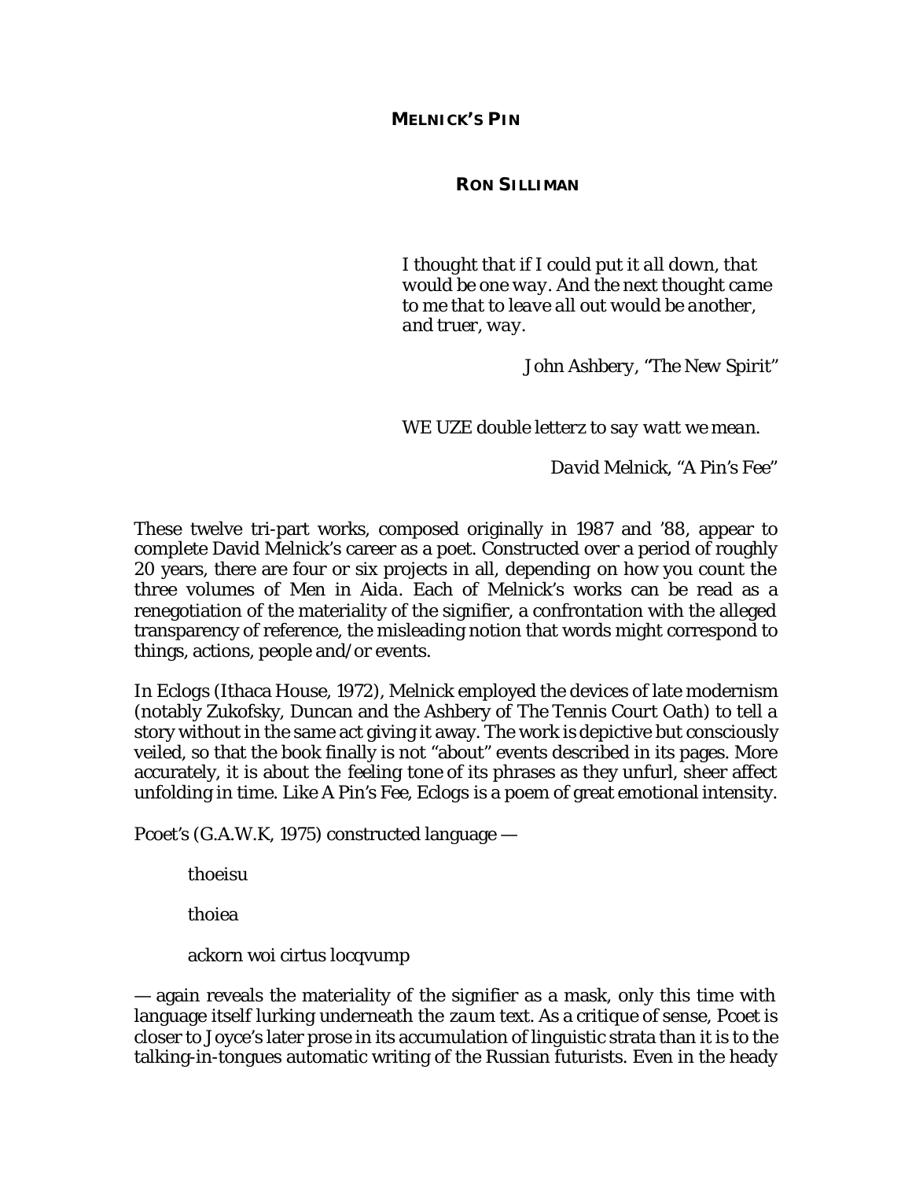# MELNICK'S PIN

## RON SILLIMAN

> *I thought that if I could put it all down, that would be one way. And the next thought came to me that to leave all out would be another, and truer, way.*
>
> John Ashbery, "The New Spirit"

> *WE UZE double letterz to say watt we mean.*
>
> David Melnick, "A Pin's Fee"

These twelve tri-part works, composed originally in 1987 and '88, appear to complete David Melnick's career as a poet. Constructed over a period of roughly 20 years, there are four or six projects in all, depending on how you count the three volumes of Men in Aida. Each of Melnick's works can be read as a renegotiation of the materiality of the signifier, a confrontation with the alleged transparency of reference, the misleading notion that words might correspond to things, actions, people and/or events.

In Eclogs (Ithaca House, 1972), Melnick employed the devices of late modernism (notably Zukofsky, Duncan and the Ashbery of *The Tennis Court Oath*) to tell a story without in the same act giving it away. The work is depictive but consciously veiled, so that the book finally is not "about" events described in its pages. More accurately, it is about the feeling tone of its phrases as they unfurl, sheer affect unfolding in time. Like A Pin's Fee, Eclogs is a poem of great emotional intensity.

Pcoet's (G.A.W.K, 1975) constructed language —

> thoeisu
>
> thoiea
>
> ackorn woi cirtus locqvump

— again reveals the materiality of the signifier as a mask, only this time with language itself lurking underneath the *zaum* text. As a critique of sense, Pcoet is closer to Joyce's later prose in its accumulation of linguistic strata than it is to the talking-in-tongues automatic writing of the Russian futurists. Even in the heady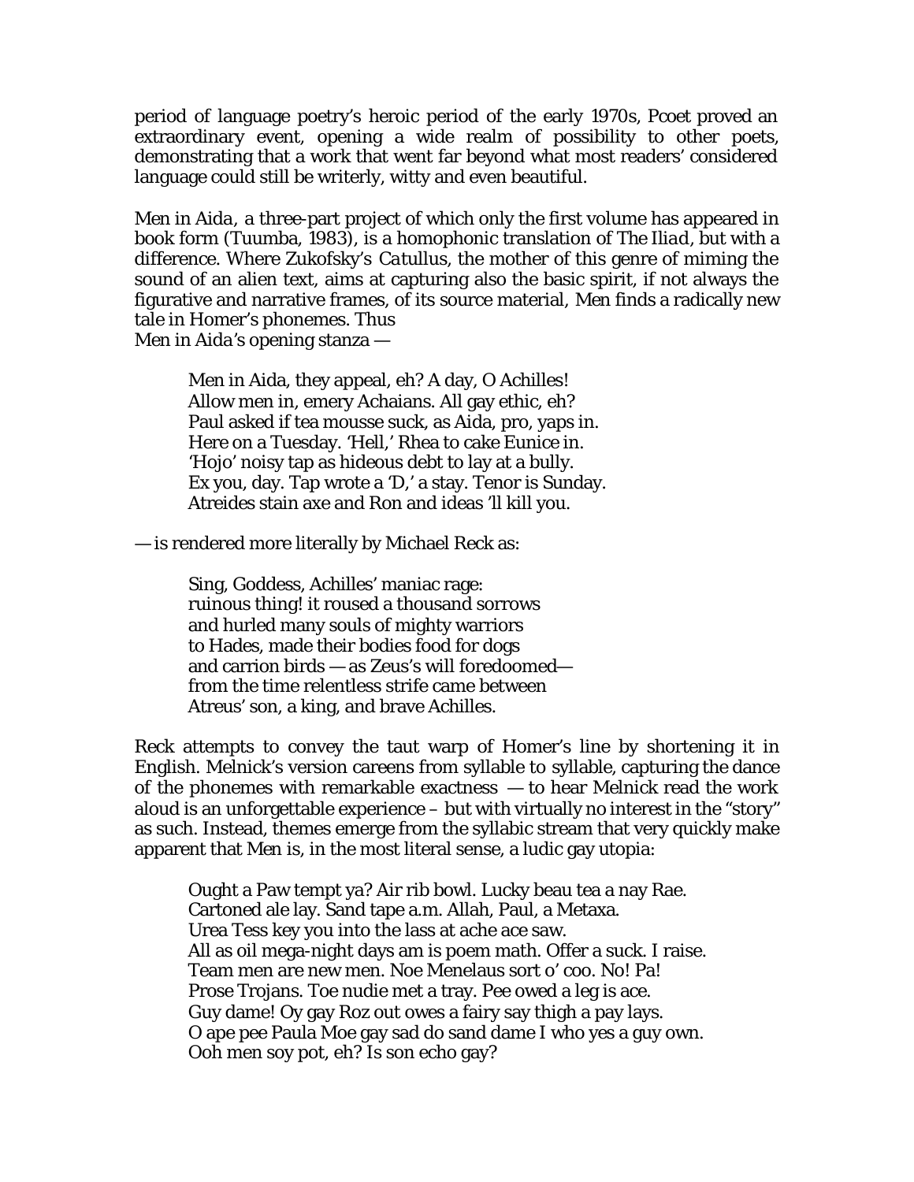period of language poetry's heroic period of the early 1970s, Pcoet proved an extraordinary event, opening a wide realm of possibility to other poets, demonstrating that a work that went far beyond what most readers' considered language could still be writerly, witty and even beautiful.

*Men in Aida*, a three-part project of which only the first volume has appeared in book form (Tuumba, 1983), is a homophonic translation of *The Iliad*, but with a difference. Where Zukofsky's *Catullus*, the mother of this genre of miming the sound of an alien text, aims at capturing also the basic spirit, if not always the figurative and narrative frames, of its source material, *Men* finds a radically new tale in Homer's phonemes. Thus
*Men in Aida*'s opening stanza —

> Men in Aida, they appeal, eh? A day, O Achilles!
> Allow men in, emery Achaians. All gay ethic, eh?
> Paul asked if tea mousse suck, as Aida, pro, yaps in.
> Here on a Tuesday. 'Hell,' Rhea to cake Eunice in.
> 'Hojo' noisy tap as hideous debt to lay at a bully.
> Ex you, day. Tap wrote a 'D,' a stay. Tenor is Sunday.
> Atreides stain axe and Ron and ideas 'll kill you.

— is rendered more literally by Michael Reck as:

> Sing, Goddess, Achilles' maniac rage:
> ruinous thing! it roused a thousand sorrows
> and hurled many souls of mighty warriors
> to Hades, made their bodies food for dogs
> and carrion birds — as Zeus's will foredoomed—
> from the time relentless strife came between
> Atreus' son, a king, and brave Achilles.

Reck attempts to convey the taut warp of Homer's line by shortening it in English. Melnick's version careens from syllable to syllable, capturing the dance of the phonemes with remarkable exactness — to hear Melnick read the work aloud is an unforgettable experience – but with virtually no interest in the "story" as such. Instead, themes emerge from the syllabic stream that very quickly make apparent that *Men* is, in the most literal sense, a ludic gay utopia:

> Ought a Paw tempt ya? Air rib bowl. Lucky beau tea a nay Rae.
> Cartoned ale lay. Sand tape a.m. Allah, Paul, a Metaxa.
> Urea Tess key you into the lass at ache ace saw.
> All as oil mega-night days am is poem math. Offer a suck. I raise.
> Team men are new men. Noe Menelaus sort o' coo. No! Pa!
> Prose Trojans. Toe nudie met a tray. Pee owed a leg is ace.
> Guy dame! Oy gay Roz out owes a fairy say thigh a pay lays.
> O ape pee Paula Moe gay sad do sand dame I who yes a guy own.
> Ooh men soy pot, eh? Is son echo gay?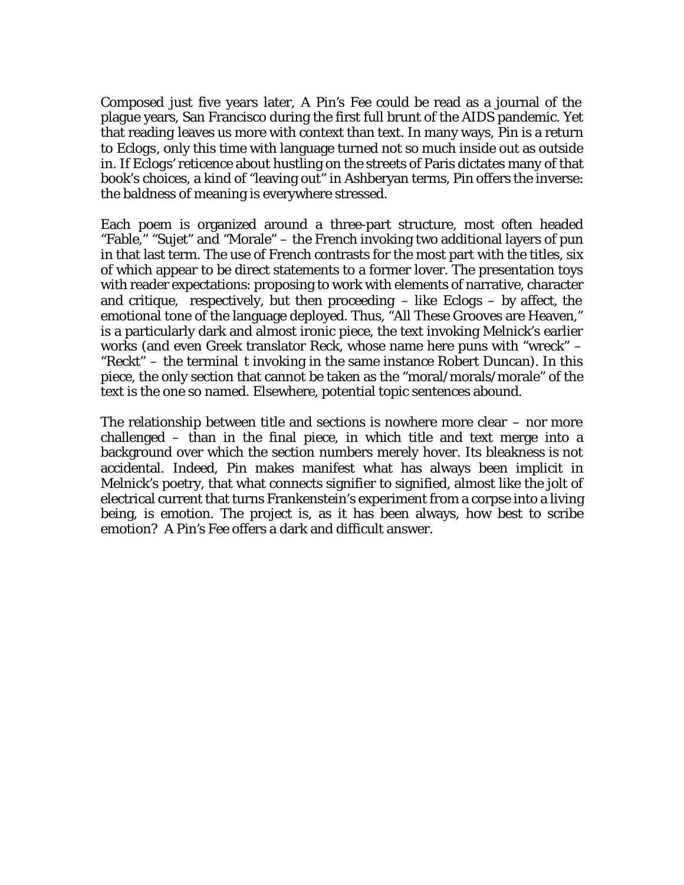Composed just five years later, A Pin's Fee could be read as a journal of the plague years, San Francisco during the first full brunt of the AIDS pandemic. Yet that reading leaves us more with context than text. In many ways, Pin is a return to Eclogs, only this time with language turned not so much inside out as outside in. If Eclogs' reticence about hustling on the streets of Paris dictates many of that book's choices, a kind of "leaving out" in Ashberyan terms, Pin offers the inverse: the baldness of meaning is everywhere stressed.

Each poem is organized around a three-part structure, most often headed "Fable," "Sujet" and "Morale" – the French invoking two additional layers of pun in that last term. The use of French contrasts for the most part with the titles, six of which appear to be direct statements to a former lover. The presentation toys with reader expectations: proposing to work with elements of narrative, character and critique, respectively, but then proceeding – like Eclogs – by affect, the emotional tone of the language deployed. Thus, "All These Grooves are Heaven," is a particularly dark and almost ironic piece, the text invoking Melnick's earlier works (and even Greek translator Reck, whose name here puns with "wreck" – "Reckt" – the terminal t invoking in the same instance Robert Duncan). In this piece, the only section that cannot be taken as the "moral/morals/morale" of the text is the one so named. Elsewhere, potential topic sentences abound.

The relationship between title and sections is nowhere more clear – nor more challenged – than in the final piece, in which title and text merge into a background over which the section numbers merely hover. Its bleakness is not accidental. Indeed, Pin makes manifest what has always been implicit in Melnick's poetry, that what connects signifier to signified, almost like the jolt of electrical current that turns Frankenstein's experiment from a corpse into a living being, is emotion. The project is, as it has been always, how best to scribe emotion? A Pin's Fee offers a dark and difficult answer.